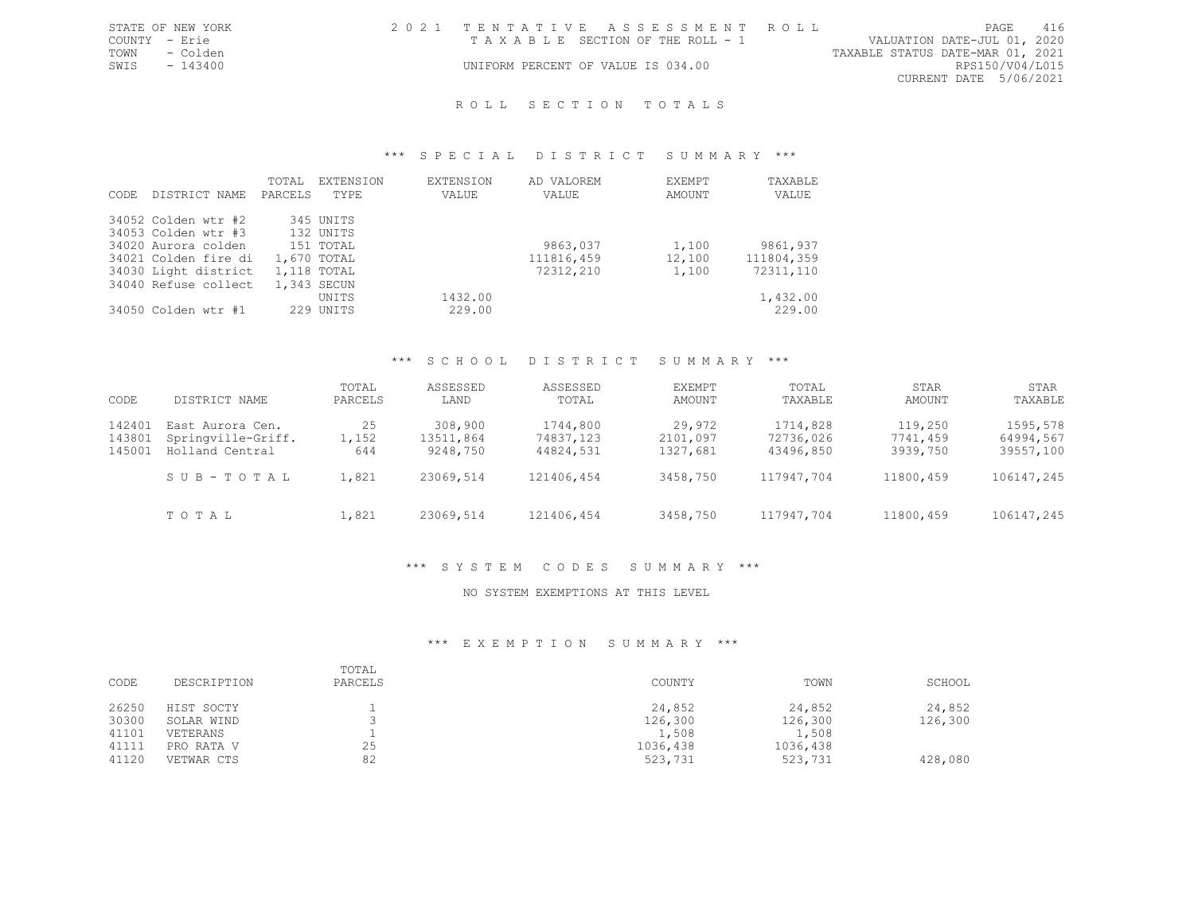STATE OF NEW YORK
COUNTY - Erie
TOWN - Colden
SWIS - 143400

2021 TENTATIVE ASSESSMENT ROLL
TAXABLE SECTION OF THE ROLL - 1
UNIFORM PERCENT OF VALUE IS 034.00

VALUATION DATE-JUL 01, 2020
TAXABLE STATUS DATE-MAR 01, 2021
RPS150/V04/L015
CURRENT DATE 5/06/2021

## ROLL SECTION TOTALS

### *** SPECIAL DISTRICT SUMMARY ***

| CODE | DISTRICT NAME | TOTAL PARCELS | EXTENSION TYPE | EXTENSION VALUE | AD VALOREM VALUE | EXEMPT AMOUNT | TAXABLE VALUE |
|---|---|---|---|---|---|---|---|
| 34052 | Colden wtr #2 | 345 | UNITS | | | | |
| 34053 | Colden wtr #3 | 132 | UNITS | | | | |
| 34020 | Aurora colden | 151 | TOTAL | | 9863,037 | 1,100 | 9861,937 |
| 34021 | Colden fire di | 1,670 | TOTAL | | 111816,459 | 12,100 | 111804,359 |
| 34030 | Light district | 1,118 | TOTAL | | 72312,210 | 1,100 | 72311,110 |
| 34040 | Refuse collect | 1,343 | SECUN UNITS | 1432.00 | | | 1,432.00 |
| 34050 | Colden wtr #1 | 229 | UNITS | 229.00 | | | 229.00 |

### *** SCHOOL DISTRICT SUMMARY ***

| CODE | DISTRICT NAME | TOTAL PARCELS | ASSESSED LAND | ASSESSED TOTAL | EXEMPT AMOUNT | TOTAL TAXABLE | STAR AMOUNT | STAR TAXABLE |
|---|---|---|---|---|---|---|---|---|
| 142401 | East Aurora Cen. | 25 | 308,900 | 1744,800 | 29,972 | 1714,828 | 119,250 | 1595,578 |
| 143801 | Springville-Griff. | 1,152 | 13511,864 | 74837,123 | 2101,097 | 72736,026 | 7741,459 | 64994,567 |
| 145001 | Holland Central | 644 | 9248,750 | 44824,531 | 1327,681 | 43496,850 | 3939,750 | 39557,100 |
| | SUB-TOTAL | 1,821 | 23069,514 | 121406,454 | 3458,750 | 117947,704 | 11800,459 | 106147,245 |
| | TOTAL | 1,821 | 23069,514 | 121406,454 | 3458,750 | 117947,704 | 11800,459 | 106147,245 |

### *** SYSTEM CODES SUMMARY ***

NO SYSTEM EXEMPTIONS AT THIS LEVEL

### *** EXEMPTION SUMMARY ***

| CODE | DESCRIPTION | TOTAL PARCELS | COUNTY | TOWN | SCHOOL |
|---|---|---|---|---|---|
| 26250 | HIST SOCTY | 1 | 24,852 | 24,852 | 24,852 |
| 30300 | SOLAR WIND | 3 | 126,300 | 126,300 | 126,300 |
| 41101 | VETERANS | 1 | 1,508 | 1,508 | |
| 41111 | PRO RATA V | 25 | 1036,438 | 1036,438 | |
| 41120 | VETWAR CTS | 82 | 523,731 | 523,731 | 428,080 |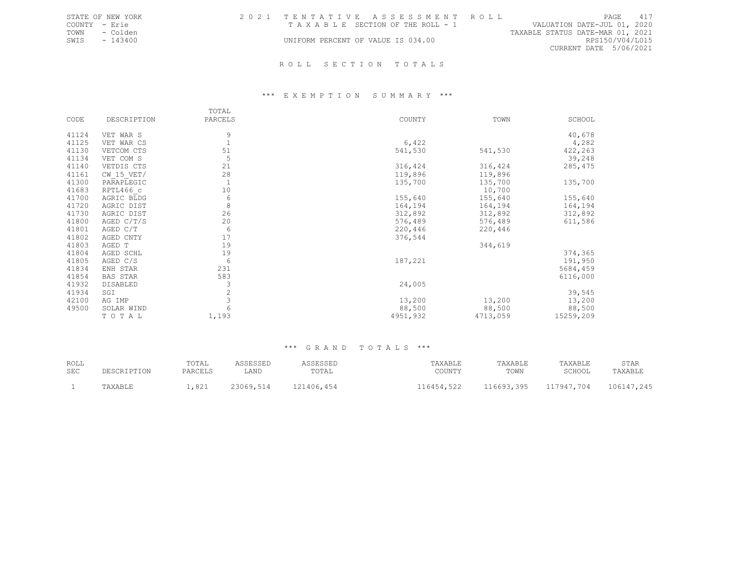STATE OF NEW YORK
COUNTY - Erie
TOWN - Colden
SWIS - 143400

2021 TENTATIVE ASSESSMENT ROLL
TAXABLE SECTION OF THE ROLL - 1
UNIFORM PERCENT OF VALUE IS 034.00

VALUATION DATE-JUL 01, 2020
TAXABLE STATUS DATE-MAR 01, 2021
RPS150/V04/L015
CURRENT DATE 5/06/2021

## ROLL SECTION TOTALS

### *** EXEMPTION SUMMARY ***

| CODE | DESCRIPTION | TOTAL PARCELS | COUNTY | TOWN | SCHOOL |
|---|---|---|---|---|---|
| 41124 | VET WAR S | 9 | | | 40,678 |
| 41125 | VET WAR CS | 1 | 6,422 | | 4,282 |
| 41130 | VETCOM CTS | 51 | 541,530 | 541,530 | 422,263 |
| 41134 | VET COM S | 5 | | | 39,248 |
| 41140 | VETDIS CTS | 21 | 316,424 | 316,424 | 285,475 |
| 41161 | CW_15_VET/ | 28 | 119,896 | 119,896 | |
| 41300 | PARAPLEGIC | 1 | 135,700 | 135,700 | 135,700 |
| 41683 | RPTL466_c | 10 | | 10,700 | |
| 41700 | AGRIC BLDG | 6 | 155,640 | 155,640 | 155,640 |
| 41720 | AGRIC DIST | 8 | 164,194 | 164,194 | 164,194 |
| 41730 | AGRIC DIST | 26 | 312,892 | 312,892 | 312,892 |
| 41800 | AGED C/T/S | 20 | 576,489 | 576,489 | 611,586 |
| 41801 | AGED C/T | 6 | 220,446 | 220,446 | |
| 41802 | AGED CNTY | 17 | 376,544 | | |
| 41803 | AGED T | 19 | | 344,619 | |
| 41804 | AGED SCHL | 19 | | | 374,365 |
| 41805 | AGED C/S | 6 | 187,221 | | 191,950 |
| 41834 | ENH STAR | 231 | | | 5684,459 |
| 41854 | BAS STAR | 583 | | | 6116,000 |
| 41932 | DISABLED | 3 | 24,005 | | |
| 41934 | SGI | 2 | | | 39,545 |
| 42100 | AG IMP | 3 | 13,200 | 13,200 | 13,200 |
| 49500 | SOLAR WIND | 6 | 88,500 | 88,500 | 88,500 |
| | TOTAL | 1,193 | 4951,932 | 4713,059 | 15259,209 |

### *** GRAND TOTALS ***

| ROLL SEC | DESCRIPTION | TOTAL PARCELS | ASSESSED LAND | ASSESSED TOTAL | TAXABLE COUNTY | TAXABLE TOWN | TAXABLE SCHOOL | STAR TAXABLE |
|---|---|---|---|---|---|---|---|---|
| 1 | TAXABLE | 1,821 | 23069,514 | 121406,454 | 116454,522 | 116693,395 | 117947,704 | 106147,245 |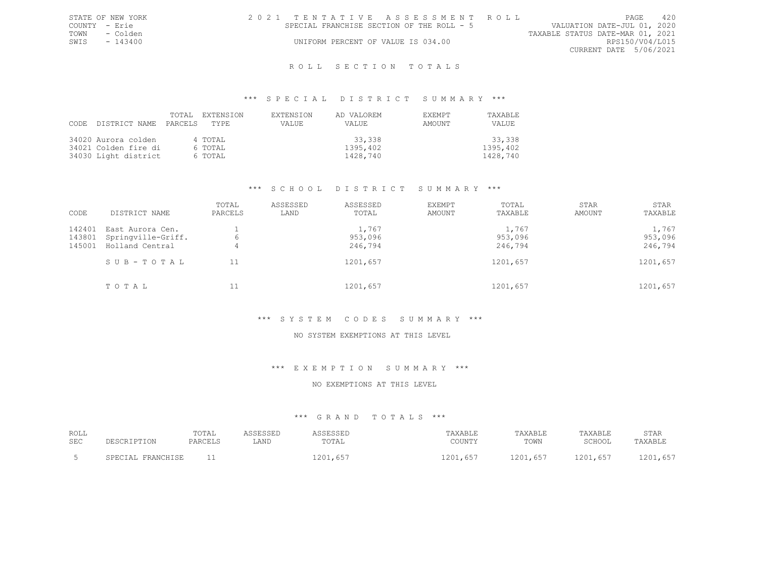STATE OF NEW YORK
COUNTY - Erie
TOWN - Colden
SWIS - 143400

2 0 2 1 T E N T A T I V E A S S E S S M E N T R O L L
SPECIAL FRANCHISE SECTION OF THE ROLL - 5
UNIFORM PERCENT OF VALUE IS 034.00

VALUATION DATE-JUL 01, 2020
TAXABLE STATUS DATE-MAR 01, 2021
RPS150/V04/L015
CURRENT DATE 5/06/2021

## R O L L S E C T I O N T O T A L S

### *** S P E C I A L D I S T R I C T S U M M A R Y ***

| CODE | DISTRICT NAME | TOTAL PARCELS | EXTENSION TYPE | EXTENSION VALUE | AD VALOREM VALUE | EXEMPT AMOUNT | TAXABLE VALUE |
|---|---|---|---|---|---|---|---|
| 34020 | Aurora colden | 4 | TOTAL | | 33,338 | | 33,338 |
| 34021 | Colden fire di | 6 | TOTAL | | 1395,402 | | 1395,402 |
| 34030 | Light district | 6 | TOTAL | | 1428,740 | | 1428,740 |

### *** S C H O O L D I S T R I C T S U M M A R Y ***

| CODE | DISTRICT NAME | TOTAL PARCELS | ASSESSED LAND | ASSESSED TOTAL | EXEMPT AMOUNT | TOTAL TAXABLE | STAR AMOUNT | STAR TAXABLE |
|---|---|---|---|---|---|---|---|---|
| 142401 | East Aurora Cen. | 1 | | 1,767 | | 1,767 | | 1,767 |
| 143801 | Springville-Griff. | 6 | | 953,096 | | 953,096 | | 953,096 |
| 145001 | Holland Central | 4 | | 246,794 | | 246,794 | | 246,794 |
| | S U B - T O T A L | 11 | | 1201,657 | | 1201,657 | | 1201,657 |
| | T O T A L | 11 | | 1201,657 | | 1201,657 | | 1201,657 |

### *** S Y S T E M C O D E S S U M M A R Y ***

NO SYSTEM EXEMPTIONS AT THIS LEVEL

### *** E X E M P T I O N S U M M A R Y ***

NO EXEMPTIONS AT THIS LEVEL

### *** G R A N D T O T A L S ***

| ROLL SEC | DESCRIPTION | TOTAL PARCELS | ASSESSED LAND | ASSESSED TOTAL | TAXABLE COUNTY | TAXABLE TOWN | TAXABLE SCHOOL | STAR TAXABLE |
|---|---|---|---|---|---|---|---|---|
| 5 | SPECIAL FRANCHISE | 11 | | 1201,657 | 1201,657 | 1201,657 | 1201,657 | 1201,657 |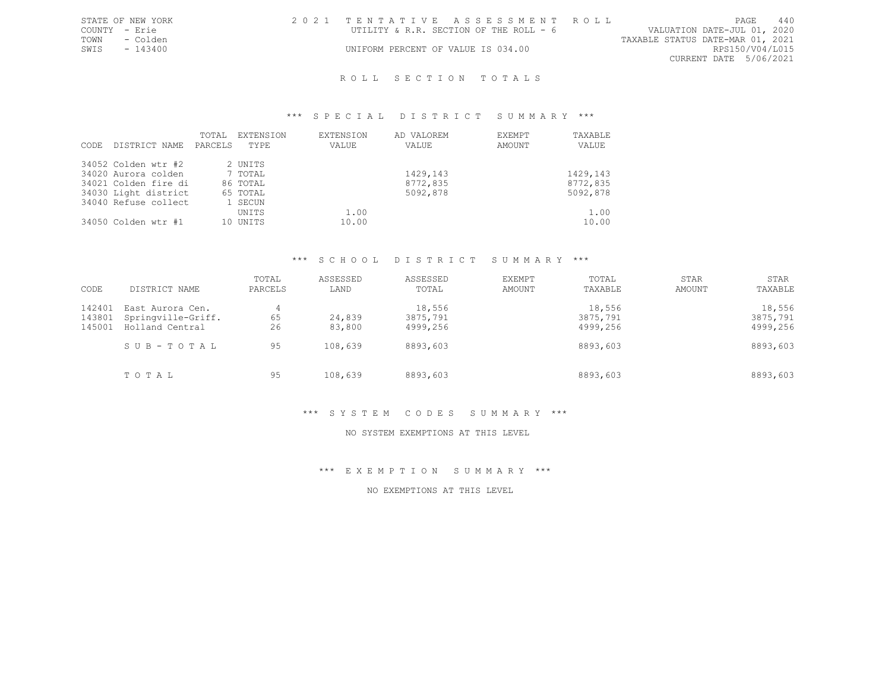## ROLL SECTION TOTALS

### *** SPECIAL DISTRICT SUMMARY ***

| CODE | DISTRICT NAME | TOTAL PARCELS | EXTENSION TYPE | EXTENSION VALUE | AD VALOREM VALUE | EXEMPT AMOUNT | TAXABLE VALUE |
|---|---|---|---|---|---|---|---|
| 34052 | Colden wtr #2 | 2 | UNITS | | | | |
| 34020 | Aurora colden | 7 | TOTAL | | 1429,143 | | 1429,143 |
| 34021 | Colden fire di | 86 | TOTAL | | 8772,835 | | 8772,835 |
| 34030 | Light district | 65 | TOTAL | | 5092,878 | | 5092,878 |
| 34040 | Refuse collect | 1 | SECUN | | | | |
| | | | UNITS | 1.00 | | | 1.00 |
| 34050 | Colden wtr #1 | 10 | UNITS | 10.00 | | | 10.00 |

### *** SCHOOL DISTRICT SUMMARY ***

| CODE | DISTRICT NAME | TOTAL PARCELS | ASSESSED LAND | ASSESSED TOTAL | EXEMPT AMOUNT | TOTAL TAXABLE | STAR AMOUNT | STAR TAXABLE |
|---|---|---|---|---|---|---|---|---|
| 142401 | East Aurora Cen. | 4 | | 18,556 | | 18,556 | | 18,556 |
| 143801 | Springville-Griff. | 65 | 24,839 | 3875,791 | | 3875,791 | | 3875,791 |
| 145001 | Holland Central | 26 | 83,800 | 4999,256 | | 4999,256 | | 4999,256 |
| | SUB-TOTAL | 95 | 108,639 | 8893,603 | | 8893,603 | | 8893,603 |
| | TOTAL | 95 | 108,639 | 8893,603 | | 8893,603 | | 8893,603 |

### *** SYSTEM CODES SUMMARY ***

NO SYSTEM EXEMPTIONS AT THIS LEVEL

### *** EXEMPTION SUMMARY ***

NO EXEMPTIONS AT THIS LEVEL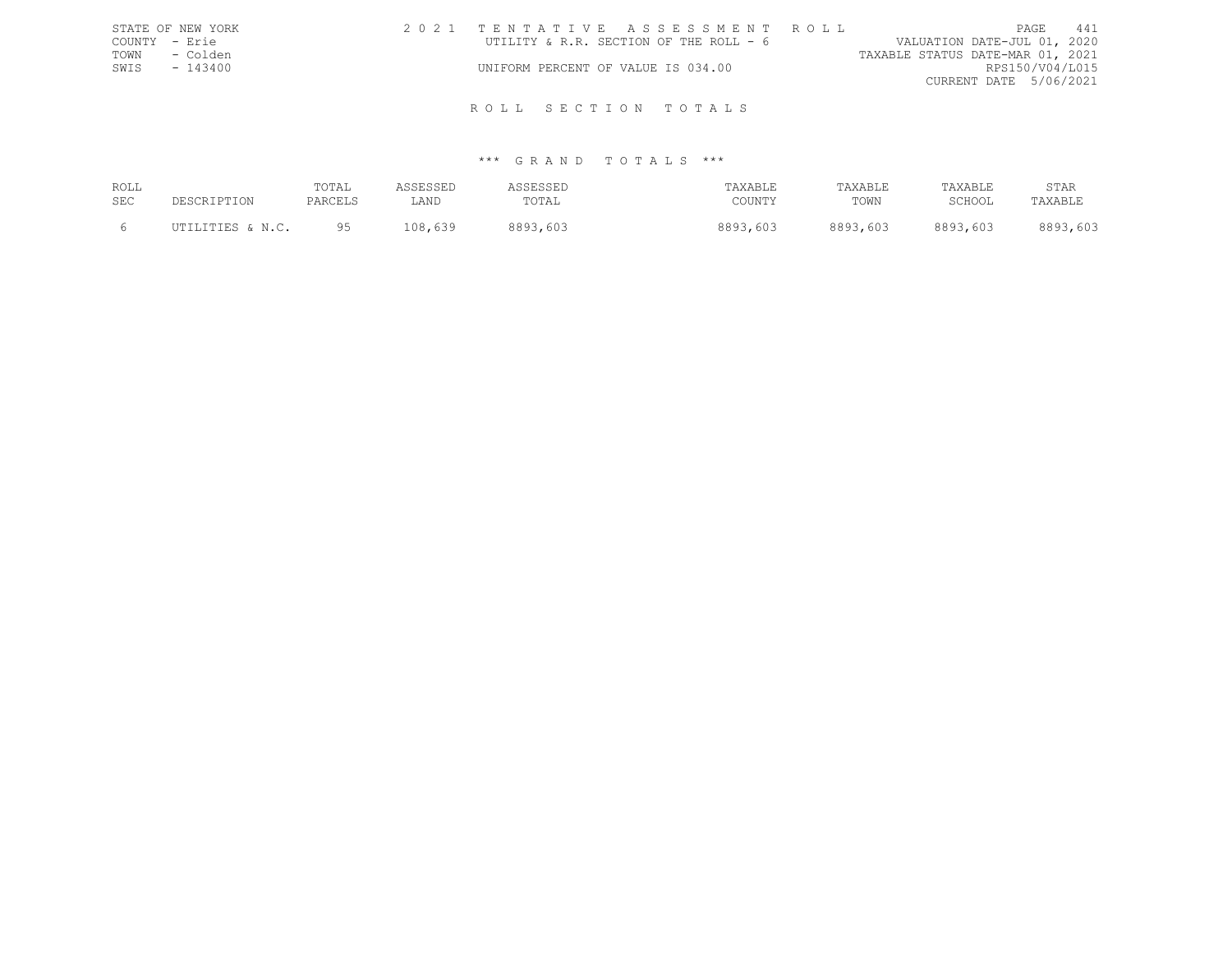STATE OF NEW YORK
COUNTY - Erie
TOWN - Colden
SWIS - 143400

2 0 2 1 T E N T A T I V E A S S E S S M E N T R O L L
UTILITY & R.R. SECTION OF THE ROLL - 6
UNIFORM PERCENT OF VALUE IS 034.00

VALUATION DATE-JUL 01, 2020
TAXABLE STATUS DATE-MAR 01, 2021
RPS150/V04/L015
CURRENT DATE 5/06/2021

## R O L L S E C T I O N T O T A L S

### \*\*\* G R A N D T O T A L S \*\*\*

| ROLL SEC | DESCRIPTION | TOTAL PARCELS | ASSESSED LAND | ASSESSED TOTAL | TAXABLE COUNTY | TAXABLE TOWN | TAXABLE SCHOOL | STAR TAXABLE |
|---|---|---|---|---|---|---|---|---|
| 6 | UTILITIES & N.C. | 95 | 108,639 | 8893,603 | 8893,603 | 8893,603 | 8893,603 | 8893,603 |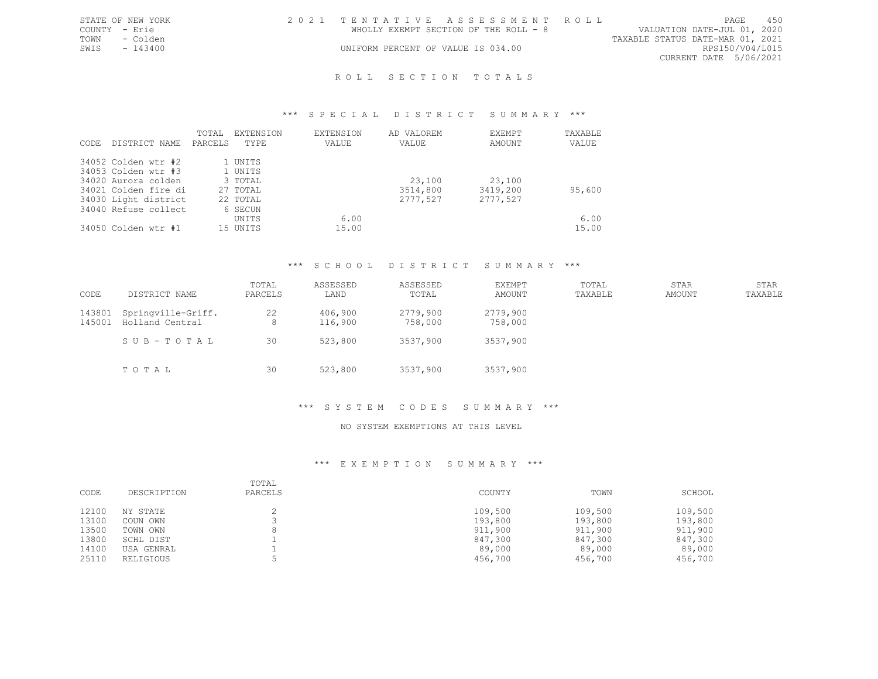STATE OF NEW YORK
COUNTY - Erie
TOWN - Colden
SWIS - 143400

2021 TENTATIVE ASSESSMENT ROLL
WHOLLY EXEMPT SECTION OF THE ROLL - 8
UNIFORM PERCENT OF VALUE IS 034.00

VALUATION DATE-JUL 01, 2020
TAXABLE STATUS DATE-MAR 01, 2021
RPS150/V04/L015
CURRENT DATE 5/06/2021

# ROLL SECTION TOTALS

## *** SPECIAL DISTRICT SUMMARY ***

| CODE | DISTRICT NAME | TOTAL PARCELS | EXTENSION TYPE | EXTENSION VALUE | AD VALOREM VALUE | EXEMPT AMOUNT | TAXABLE VALUE |
|---|---|---|---|---|---|---|---|
| 34052 | Colden wtr #2 | 1 | UNITS | | | | |
| 34053 | Colden wtr #3 | 1 | UNITS | | | | |
| 34020 | Aurora colden | 3 | TOTAL | | 23,100 | 23,100 | |
| 34021 | Colden fire di | 27 | TOTAL | | 3514,800 | 3419,200 | 95,600 |
| 34030 | Light district | 22 | TOTAL | | 2777,527 | 2777,527 | |
| 34040 | Refuse collect | 6 | SECUN | | | | |
| | | | UNITS | 6.00 | | | 6.00 |
| 34050 | Colden wtr #1 | 15 | UNITS | 15.00 | | | 15.00 |

## *** SCHOOL DISTRICT SUMMARY ***

| CODE | DISTRICT NAME | TOTAL PARCELS | ASSESSED LAND | ASSESSED TOTAL | EXEMPT AMOUNT | TOTAL TAXABLE | STAR AMOUNT | STAR TAXABLE |
|---|---|---|---|---|---|---|---|---|
| 143801 | Springville-Griff. | 22 | 406,900 | 2779,900 | 2779,900 | | | |
| 145001 | Holland Central | 8 | 116,900 | 758,000 | 758,000 | | | |
| | SUB-TOTAL | 30 | 523,800 | 3537,900 | 3537,900 | | | |
| | TOTAL | 30 | 523,800 | 3537,900 | 3537,900 | | | |

## *** SYSTEM CODES SUMMARY ***

NO SYSTEM EXEMPTIONS AT THIS LEVEL

## *** EXEMPTION SUMMARY ***

| CODE | DESCRIPTION | TOTAL PARCELS | COUNTY | TOWN | SCHOOL |
|---|---|---|---|---|---|
| 12100 | NY STATE | 2 | 109,500 | 109,500 | 109,500 |
| 13100 | COUN OWN | 3 | 193,800 | 193,800 | 193,800 |
| 13500 | TOWN OWN | 8 | 911,900 | 911,900 | 911,900 |
| 13800 | SCHL DIST | 1 | 847,300 | 847,300 | 847,300 |
| 14100 | USA GENRAL | 1 | 89,000 | 89,000 | 89,000 |
| 25110 | RELIGIOUS | 5 | 456,700 | 456,700 | 456,700 |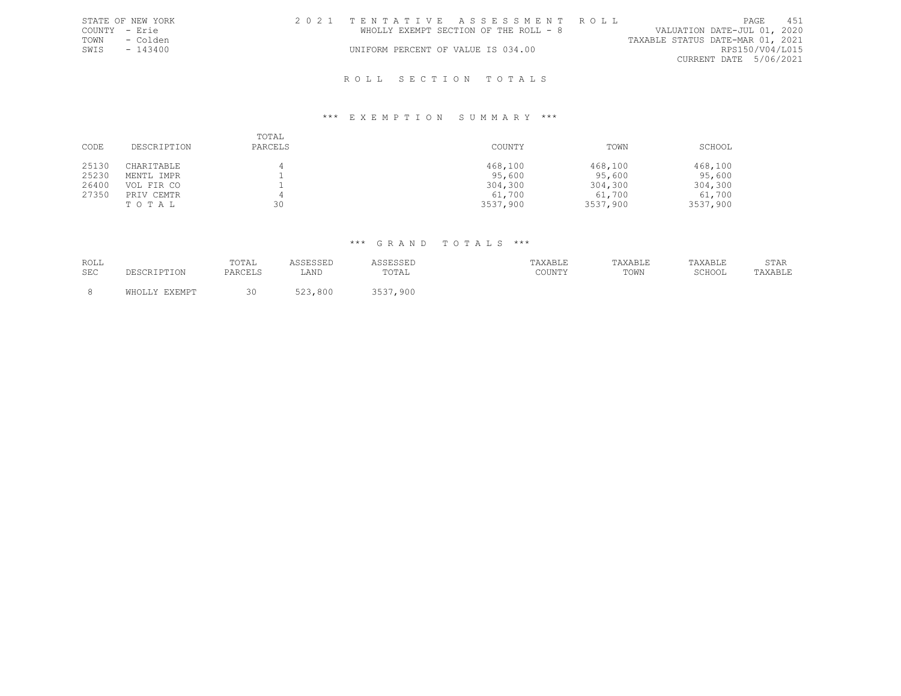STATE OF NEW YORK
COUNTY - Erie
TOWN - Colden
SWIS - 143400

2021 TENTATIVE ASSESSMENT ROLL
WHOLLY EXEMPT SECTION OF THE ROLL - 8
UNIFORM PERCENT OF VALUE IS 034.00

VALUATION DATE-JUL 01, 2020
TAXABLE STATUS DATE-MAR 01, 2021
RPS150/V04/L015
CURRENT DATE 5/06/2021

## ROLL SECTION TOTALS

### *** EXEMPTION SUMMARY ***

| CODE | DESCRIPTION | TOTAL PARCELS | COUNTY | TOWN | SCHOOL |
|---|---|---|---|---|---|
| 25130 | CHARITABLE | 4 | 468,100 | 468,100 | 468,100 |
| 25230 | MENTL IMPR | 1 | 95,600 | 95,600 | 95,600 |
| 26400 | VOL FIR CO | 1 | 304,300 | 304,300 | 304,300 |
| 27350 | PRIV CEMTR | 4 | 61,700 | 61,700 | 61,700 |
| | TOTAL | 30 | 3537,900 | 3537,900 | 3537,900 |

### *** GRAND TOTALS ***

| ROLL SEC | DESCRIPTION | TOTAL PARCELS | ASSESSED LAND | ASSESSED TOTAL | TAXABLE COUNTY | TAXABLE TOWN | TAXABLE SCHOOL | STAR TAXABLE |
|---|---|---|---|---|---|---|---|---|
| 8 | WHOLLY EXEMPT | 30 | 523,800 | 3537,900 | | | | |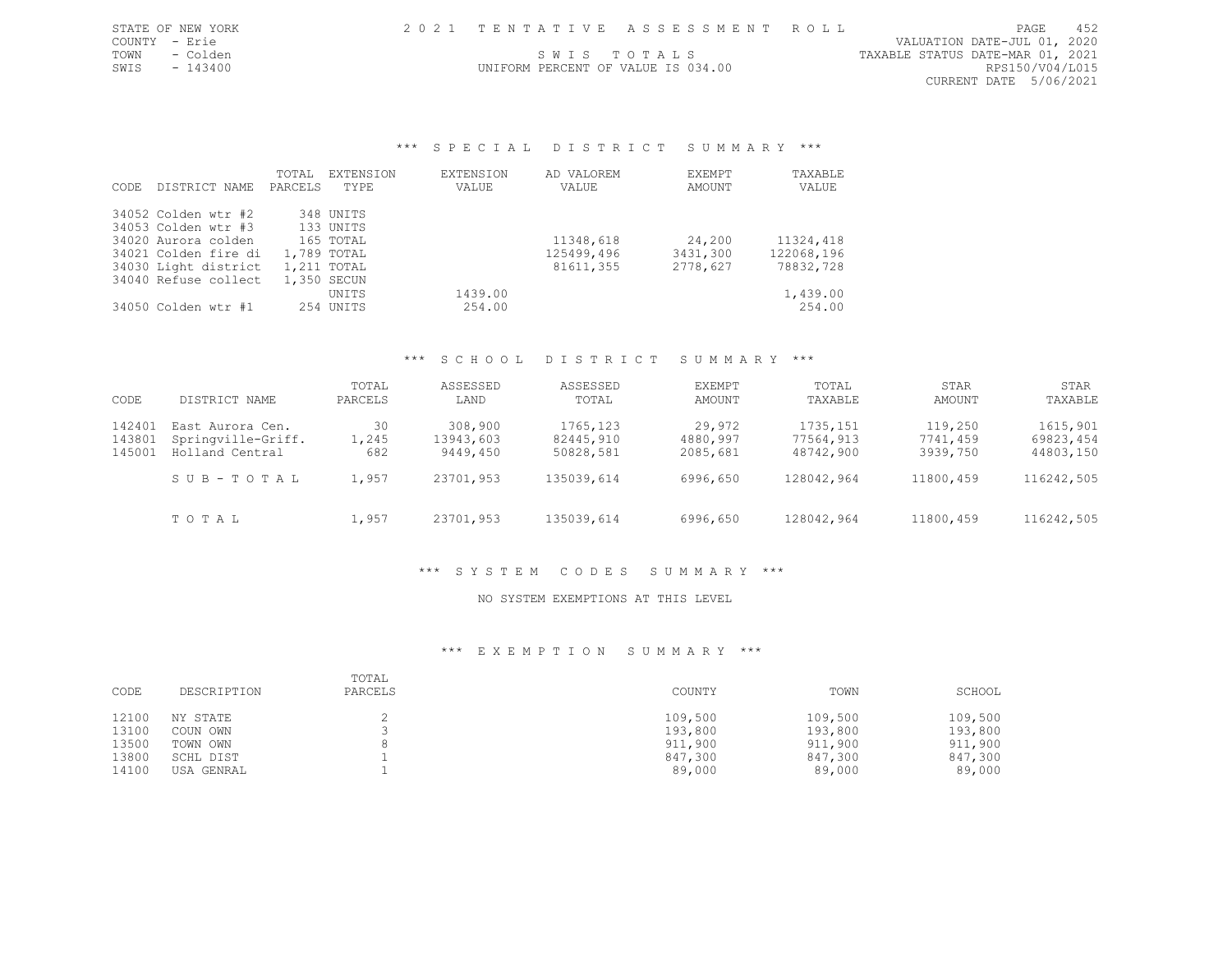STATE OF NEW YORK
COUNTY - Erie
TOWN - Colden
SWIS - 143400

2021 TENTATIVE ASSESSMENT ROLL

SWIS TOTALS

UNIFORM PERCENT OF VALUE IS 034.00

VALUATION DATE-JUL 01, 2020
TAXABLE STATUS DATE-MAR 01, 2021
RPS150/V04/L015
CURRENT DATE 5/06/2021

### *** SPECIAL DISTRICT SUMMARY ***

| CODE | DISTRICT NAME | TOTAL PARCELS | EXTENSION TYPE | EXTENSION VALUE | AD VALOREM VALUE | EXEMPT AMOUNT | TAXABLE VALUE |
|---|---|---|---|---|---|---|---|
| 34052 | Colden wtr #2 | 348 | UNITS | | | | |
| 34053 | Colden wtr #3 | 133 | UNITS | | | | |
| 34020 | Aurora colden | 165 | TOTAL | | 11348,618 | 24,200 | 11324,418 |
| 34021 | Colden fire di | 1,789 | TOTAL | | 125499,496 | 3431,300 | 122068,196 |
| 34030 | Light district | 1,211 | TOTAL | | 81611,355 | 2778,627 | 78832,728 |
| 34040 | Refuse collect | 1,350 | SECUN | | | | |
| | | | UNITS | 1439.00 | | | 1,439.00 |
| 34050 | Colden wtr #1 | 254 | UNITS | 254.00 | | | 254.00 |

### *** SCHOOL DISTRICT SUMMARY ***

| CODE | DISTRICT NAME | TOTAL PARCELS | ASSESSED LAND | ASSESSED TOTAL | EXEMPT AMOUNT | TOTAL TAXABLE | STAR AMOUNT | STAR TAXABLE |
|---|---|---|---|---|---|---|---|---|
| 142401 | East Aurora Cen. | 30 | 308,900 | 1765,123 | 29,972 | 1735,151 | 119,250 | 1615,901 |
| 143801 | Springville-Griff. | 1,245 | 13943,603 | 82445,910 | 4880,997 | 77564,913 | 7741,459 | 69823,454 |
| 145001 | Holland Central | 682 | 9449,450 | 50828,581 | 2085,681 | 48742,900 | 3939,750 | 44803,150 |
| | SUB-TOTAL | 1,957 | 23701,953 | 135039,614 | 6996,650 | 128042,964 | 11800,459 | 116242,505 |
| | TOTAL | 1,957 | 23701,953 | 135039,614 | 6996,650 | 128042,964 | 11800,459 | 116242,505 |

### *** SYSTEM CODES SUMMARY ***

NO SYSTEM EXEMPTIONS AT THIS LEVEL

### *** EXEMPTION SUMMARY ***

| CODE | DESCRIPTION | TOTAL PARCELS | COUNTY | TOWN | SCHOOL |
|---|---|---|---|---|---|
| 12100 | NY STATE | 2 | 109,500 | 109,500 | 109,500 |
| 13100 | COUN OWN | 3 | 193,800 | 193,800 | 193,800 |
| 13500 | TOWN OWN | 8 | 911,900 | 911,900 | 911,900 |
| 13800 | SCHL DIST | 1 | 847,300 | 847,300 | 847,300 |
| 14100 | USA GENRAL | 1 | 89,000 | 89,000 | 89,000 |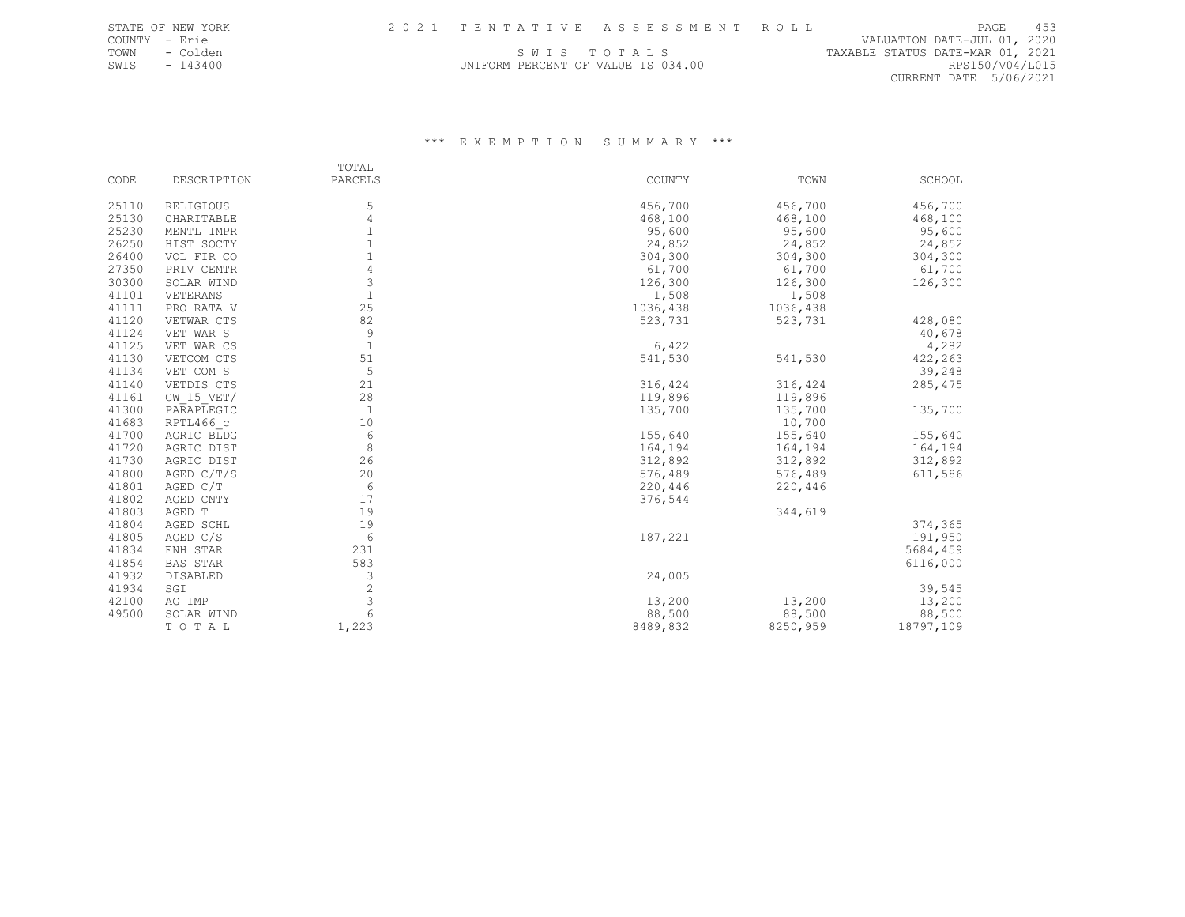SWIS TOTALS

UNIFORM PERCENT OF VALUE IS 034.00

## *** EXEMPTION SUMMARY ***

| CODE | DESCRIPTION | TOTAL PARCELS | COUNTY | TOWN | SCHOOL |
|---|---|---|---|---|---|
| 25110 | RELIGIOUS | 5 | 456,700 | 456,700 | 456,700 |
| 25130 | CHARITABLE | 4 | 468,100 | 468,100 | 468,100 |
| 25230 | MENTL IMPR | 1 | 95,600 | 95,600 | 95,600 |
| 26250 | HIST SOCTY | 1 | 24,852 | 24,852 | 24,852 |
| 26400 | VOL FIR CO | 1 | 304,300 | 304,300 | 304,300 |
| 27350 | PRIV CEMTR | 4 | 61,700 | 61,700 | 61,700 |
| 30300 | SOLAR WIND | 3 | 126,300 | 126,300 | 126,300 |
| 41101 | VETERANS | 1 | 1,508 | 1,508 | |
| 41111 | PRO RATA V | 25 | 1036,438 | 1036,438 | |
| 41120 | VETWAR CTS | 82 | 523,731 | 523,731 | 428,080 |
| 41124 | VET WAR S | 9 | | | 40,678 |
| 41125 | VET WAR CS | 1 | 6,422 | | 4,282 |
| 41130 | VETCOM CTS | 51 | 541,530 | 541,530 | 422,263 |
| 41134 | VET COM S | 5 | | | 39,248 |
| 41140 | VETDIS CTS | 21 | 316,424 | 316,424 | 285,475 |
| 41161 | CW_15_VET/ | 28 | 119,896 | 119,896 | |
| 41300 | PARAPLEGIC | 1 | 135,700 | 135,700 | 135,700 |
| 41683 | RPTL466_c | 10 | | 10,700 | |
| 41700 | AGRIC BLDG | 6 | 155,640 | 155,640 | 155,640 |
| 41720 | AGRIC DIST | 8 | 164,194 | 164,194 | 164,194 |
| 41730 | AGRIC DIST | 26 | 312,892 | 312,892 | 312,892 |
| 41800 | AGED C/T/S | 20 | 576,489 | 576,489 | 611,586 |
| 41801 | AGED C/T | 6 | 220,446 | 220,446 | |
| 41802 | AGED CNTY | 17 | 376,544 | | |
| 41803 | AGED T | 19 | | 344,619 | |
| 41804 | AGED SCHL | 19 | | | 374,365 |
| 41805 | AGED C/S | 6 | 187,221 | | 191,950 |
| 41834 | ENH STAR | 231 | | | 5684,459 |
| 41854 | BAS STAR | 583 | | | 6116,000 |
| 41932 | DISABLED | 3 | 24,005 | | |
| 41934 | SGI | 2 | | | 39,545 |
| 42100 | AG IMP | 3 | 13,200 | 13,200 | 13,200 |
| 49500 | SOLAR WIND | 6 | 88,500 | 88,500 | 88,500 |
| | T O T A L | 1,223 | 8489,832 | 8250,959 | 18797,109 |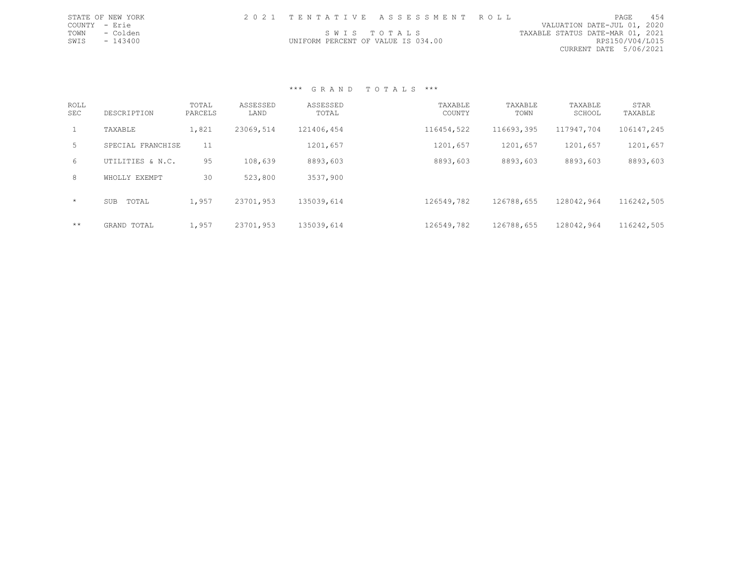STATE OF NEW YORK
COUNTY - Erie
TOWN - Colden
SWIS - 143400

2 0 2 1 T E N T A T I V E A S S E S S M E N T R O L L

S W I S T O T A L S

UNIFORM PERCENT OF VALUE IS 034.00

VALUATION DATE-JUL 01, 2020
TAXABLE STATUS DATE-MAR 01, 2021
RPS150/V04/L015
CURRENT DATE 5/06/2021

\*\*\* G R A N D T O T A L S \*\*\*

| ROLL SEC | DESCRIPTION | TOTAL PARCELS | ASSESSED LAND | ASSESSED TOTAL | TAXABLE COUNTY | TAXABLE TOWN | TAXABLE SCHOOL | STAR TAXABLE |
|---|---|---|---|---|---|---|---|---|
| 1 | TAXABLE | 1,821 | 23069,514 | 121406,454 | 116454,522 | 116693,395 | 117947,704 | 106147,245 |
| 5 | SPECIAL FRANCHISE | 11 | | 1201,657 | 1201,657 | 1201,657 | 1201,657 | 1201,657 |
| 6 | UTILITIES & N.C. | 95 | 108,639 | 8893,603 | 8893,603 | 8893,603 | 8893,603 | 8893,603 |
| 8 | WHOLLY EXEMPT | 30 | 523,800 | 3537,900 | | | | |
| * | SUB TOTAL | 1,957 | 23701,953 | 135039,614 | 126549,782 | 126788,655 | 128042,964 | 116242,505 |
| ** | GRAND TOTAL | 1,957 | 23701,953 | 135039,614 | 126549,782 | 126788,655 | 128042,964 | 116242,505 |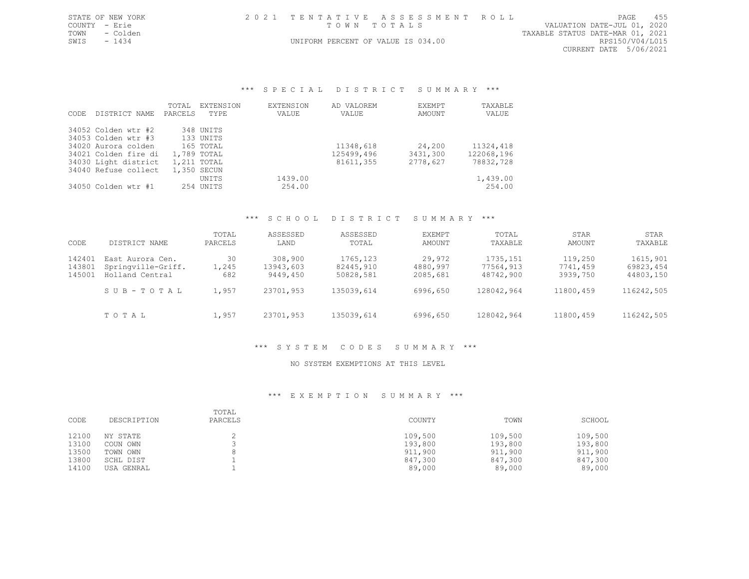STATE OF NEW YORK
COUNTY - Erie
TOWN - Colden
SWIS - 1434

2021 TENTATIVE ASSESSMENT ROLL
TOWN TOTALS
UNIFORM PERCENT OF VALUE IS 034.00

VALUATION DATE-JUL 01, 2020
TAXABLE STATUS DATE-MAR 01, 2021
RPS150/V04/L015
CURRENT DATE 5/06/2021

## *** SPECIAL DISTRICT SUMMARY ***

| CODE | DISTRICT NAME | TOTAL PARCELS | EXTENSION TYPE | EXTENSION VALUE | AD VALOREM VALUE | EXEMPT AMOUNT | TAXABLE VALUE |
|---|---|---|---|---|---|---|---|
| 34052 | Colden wtr #2 | 348 | UNITS | | | | |
| 34053 | Colden wtr #3 | 133 | UNITS | | | | |
| 34020 | Aurora colden | 165 | TOTAL | | 11348,618 | 24,200 | 11324,418 |
| 34021 | Colden fire di | 1,789 | TOTAL | | 125499,496 | 3431,300 | 122068,196 |
| 34030 | Light district | 1,211 | TOTAL | | 81611,355 | 2778,627 | 78832,728 |
| 34040 | Refuse collect | 1,350 | SECUN | | | | |
| | | | UNITS | 1439.00 | | | 1,439.00 |
| 34050 | Colden wtr #1 | 254 | UNITS | 254.00 | | | 254.00 |

## *** SCHOOL DISTRICT SUMMARY ***

| CODE | DISTRICT NAME | TOTAL PARCELS | ASSESSED LAND | ASSESSED TOTAL | EXEMPT AMOUNT | TOTAL TAXABLE | STAR AMOUNT | STAR TAXABLE |
|---|---|---|---|---|---|---|---|---|
| 142401 | East Aurora Cen. | 30 | 308,900 | 1765,123 | 29,972 | 1735,151 | 119,250 | 1615,901 |
| 143801 | Springville-Griff. | 1,245 | 13943,603 | 82445,910 | 4880,997 | 77564,913 | 7741,459 | 69823,454 |
| 145001 | Holland Central | 682 | 9449,450 | 50828,581 | 2085,681 | 48742,900 | 3939,750 | 44803,150 |
| | SUB-TOTAL | 1,957 | 23701,953 | 135039,614 | 6996,650 | 128042,964 | 11800,459 | 116242,505 |
| | TOTAL | 1,957 | 23701,953 | 135039,614 | 6996,650 | 128042,964 | 11800,459 | 116242,505 |

## *** SYSTEM CODES SUMMARY ***

NO SYSTEM EXEMPTIONS AT THIS LEVEL

## *** EXEMPTION SUMMARY ***

| CODE | DESCRIPTION | TOTAL PARCELS | COUNTY | TOWN | SCHOOL |
|---|---|---|---|---|---|
| 12100 | NY STATE | 2 | 109,500 | 109,500 | 109,500 |
| 13100 | COUN OWN | 3 | 193,800 | 193,800 | 193,800 |
| 13500 | TOWN OWN | 8 | 911,900 | 911,900 | 911,900 |
| 13800 | SCHL DIST | 1 | 847,300 | 847,300 | 847,300 |
| 14100 | USA GENRAL | 1 | 89,000 | 89,000 | 89,000 |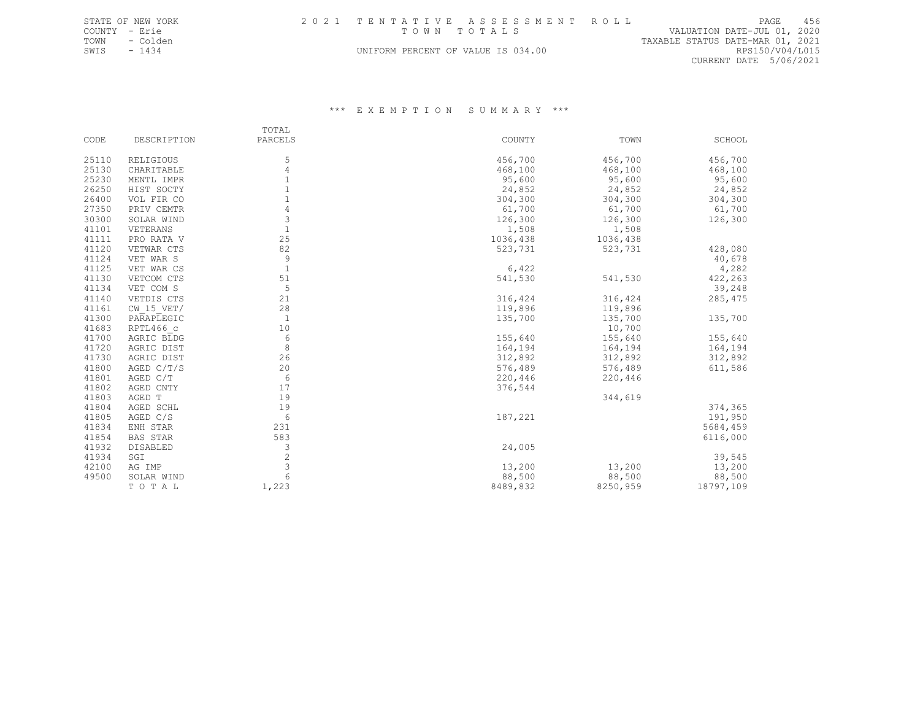STATE OF NEW YORK
COUNTY - Erie
TOWN - Colden
SWIS - 1434

2021 TENTATIVE ASSESSMENT ROLL
TOWN TOTALS
UNIFORM PERCENT OF VALUE IS 034.00

VALUATION DATE-JUL 01, 2020
TAXABLE STATUS DATE-MAR 01, 2021
RPS150/V04/L015
CURRENT DATE 5/06/2021

### *** EXEMPTION SUMMARY ***

| CODE | DESCRIPTION | TOTAL PARCELS | COUNTY | TOWN | SCHOOL |
|---|---|---|---|---|---|
| 25110 | RELIGIOUS | 5 | 456,700 | 456,700 | 456,700 |
| 25130 | CHARITABLE | 4 | 468,100 | 468,100 | 468,100 |
| 25230 | MENTL IMPR | 1 | 95,600 | 95,600 | 95,600 |
| 26250 | HIST SOCTY | 1 | 24,852 | 24,852 | 24,852 |
| 26400 | VOL FIR CO | 1 | 304,300 | 304,300 | 304,300 |
| 27350 | PRIV CEMTR | 4 | 61,700 | 61,700 | 61,700 |
| 30300 | SOLAR WIND | 3 | 126,300 | 126,300 | 126,300 |
| 41101 | VETERANS | 1 | 1,508 | 1,508 | |
| 41111 | PRO RATA V | 25 | 1036,438 | 1036,438 | |
| 41120 | VETWAR CTS | 82 | 523,731 | 523,731 | 428,080 |
| 41124 | VET WAR S | 9 | | | 40,678 |
| 41125 | VET WAR CS | 1 | 6,422 | | 4,282 |
| 41130 | VETCOM CTS | 51 | 541,530 | 541,530 | 422,263 |
| 41134 | VET COM S | 5 | | | 39,248 |
| 41140 | VETDIS CTS | 21 | 316,424 | 316,424 | 285,475 |
| 41161 | CW_15_VET/ | 28 | 119,896 | 119,896 | |
| 41300 | PARAPLEGIC | 1 | 135,700 | 135,700 | 135,700 |
| 41683 | RPTL466_c | 10 | | 10,700 | |
| 41700 | AGRIC BLDG | 6 | 155,640 | 155,640 | 155,640 |
| 41720 | AGRIC DIST | 8 | 164,194 | 164,194 | 164,194 |
| 41730 | AGRIC DIST | 26 | 312,892 | 312,892 | 312,892 |
| 41800 | AGED C/T/S | 20 | 576,489 | 576,489 | 611,586 |
| 41801 | AGED C/T | 6 | 220,446 | 220,446 | |
| 41802 | AGED CNTY | 17 | 376,544 | | |
| 41803 | AGED T | 19 | | 344,619 | |
| 41804 | AGED SCHL | 19 | | | 374,365 |
| 41805 | AGED C/S | 6 | 187,221 | | 191,950 |
| 41834 | ENH STAR | 231 | | | 5684,459 |
| 41854 | BAS STAR | 583 | | | 6116,000 |
| 41932 | DISABLED | 3 | 24,005 | | |
| 41934 | SGI | 2 | | | 39,545 |
| 42100 | AG IMP | 3 | 13,200 | 13,200 | 13,200 |
| 49500 | SOLAR WIND | 6 | 88,500 | 88,500 | 88,500 |
| | TOTAL | 1,223 | 8489,832 | 8250,959 | 18797,109 |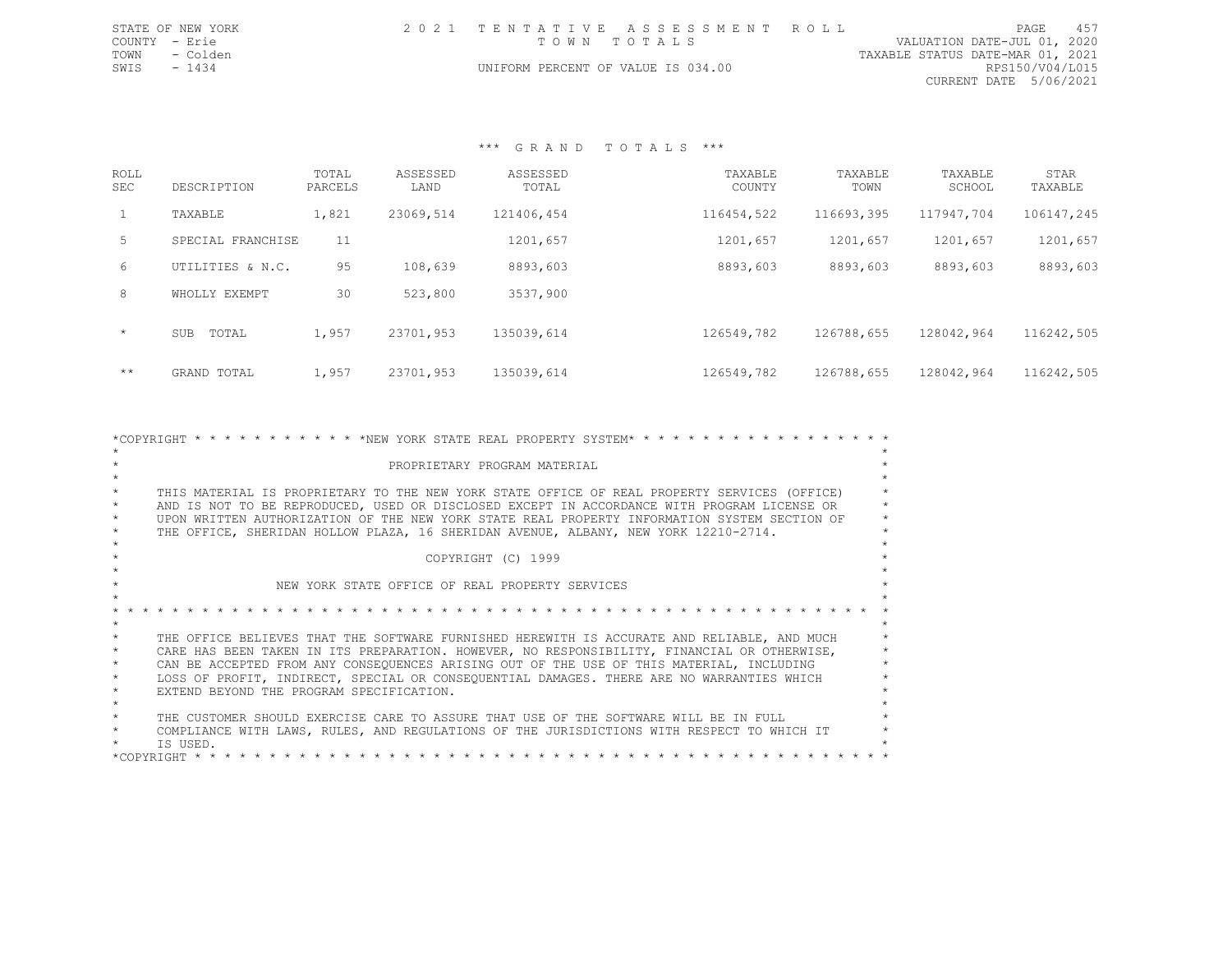STATE OF NEW YORK
COUNTY - Erie
TOWN - Colden
SWIS - 1434

2021 TENTATIVE ASSESSMENT ROLL
TOWN TOTALS
UNIFORM PERCENT OF VALUE IS 034.00

VALUATION DATE-JUL 01, 2020
TAXABLE STATUS DATE-MAR 01, 2021
RPS150/V04/L015
CURRENT DATE 5/06/2021

### *** GRAND TOTALS ***

| ROLL SEC | DESCRIPTION | TOTAL PARCELS | ASSESSED LAND | ASSESSED TOTAL | TAXABLE COUNTY | TAXABLE TOWN | TAXABLE SCHOOL | STAR TAXABLE |
|---|---|---|---|---|---|---|---|---|
| 1 | TAXABLE | 1,821 | 23069,514 | 121406,454 | 116454,522 | 116693,395 | 117947,704 | 106147,245 |
| 5 | SPECIAL FRANCHISE | 11 | | 1201,657 | 1201,657 | 1201,657 | 1201,657 | 1201,657 |
| 6 | UTILITIES & N.C. | 95 | 108,639 | 8893,603 | 8893,603 | 8893,603 | 8893,603 | 8893,603 |
| 8 | WHOLLY EXEMPT | 30 | 523,800 | 3537,900 | | | | |
| * | SUB TOTAL | 1,957 | 23701,953 | 135039,614 | 126549,782 | 126788,655 | 128042,964 | 116242,505 |
| ** | GRAND TOTAL | 1,957 | 23701,953 | 135039,614 | 126549,782 | 126788,655 | 128042,964 | 116242,505 |

*COPYRIGHT * * * * * * * * * * * *NEW YORK STATE REAL PROPERTY SYSTEM* * * * * * * * * * * * * * * * * * *

PROPRIETARY PROGRAM MATERIAL

THIS MATERIAL IS PROPRIETARY TO THE NEW YORK STATE OFFICE OF REAL PROPERTY SERVICES (OFFICE) AND IS NOT TO BE REPRODUCED, USED OR DISCLOSED EXCEPT IN ACCORDANCE WITH PROGRAM LICENSE OR UPON WRITTEN AUTHORIZATION OF THE NEW YORK STATE REAL PROPERTY INFORMATION SYSTEM SECTION OF THE OFFICE, SHERIDAN HOLLOW PLAZA, 16 SHERIDAN AVENUE, ALBANY, NEW YORK 12210-2714.

COPYRIGHT (C) 1999

NEW YORK STATE OFFICE OF REAL PROPERTY SERVICES

THE OFFICE BELIEVES THAT THE SOFTWARE FURNISHED HEREWITH IS ACCURATE AND RELIABLE, AND MUCH CARE HAS BEEN TAKEN IN ITS PREPARATION. HOWEVER, NO RESPONSIBILITY, FINANCIAL OR OTHERWISE, CAN BE ACCEPTED FROM ANY CONSEQUENCES ARISING OUT OF THE USE OF THIS MATERIAL, INCLUDING LOSS OF PROFIT, INDIRECT, SPECIAL OR CONSEQUENTIAL DAMAGES. THERE ARE NO WARRANTIES WHICH EXTEND BEYOND THE PROGRAM SPECIFICATION.

THE CUSTOMER SHOULD EXERCISE CARE TO ASSURE THAT USE OF THE SOFTWARE WILL BE IN FULL COMPLIANCE WITH LAWS, RULES, AND REGULATIONS OF THE JURISDICTIONS WITH RESPECT TO WHICH IT IS USED.

*COPYRIGHT * * * * * * * * * * * * * * * * * * * * * * * * * * * * * * * * * * * * * * * * * * * * * * *